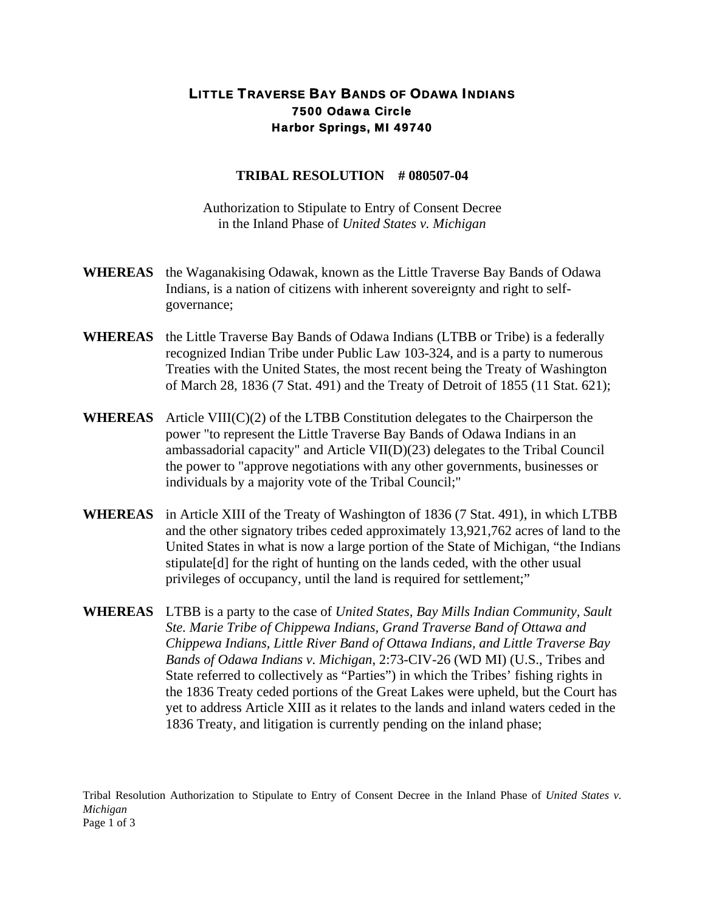# LITTLE TRAVERSE BAY BANDS OF ODAWA INDIANS

**7500 Odawa Circle**
**Harbor Springs, MI 49740**

## TRIBAL RESOLUTION # 080507-04

Authorization to Stipulate to Entry of Consent Decree in the Inland Phase of *United States v. Michigan*

**WHEREAS** the Waganakising Odawak, known as the Little Traverse Bay Bands of Odawa Indians, is a nation of citizens with inherent sovereignty and right to self-governance;

**WHEREAS** the Little Traverse Bay Bands of Odawa Indians (LTBB or Tribe) is a federally recognized Indian Tribe under Public Law 103-324, and is a party to numerous Treaties with the United States, the most recent being the Treaty of Washington of March 28, 1836 (7 Stat. 491) and the Treaty of Detroit of 1855 (11 Stat. 621);

**WHEREAS** Article VIII(C)(2) of the LTBB Constitution delegates to the Chairperson the power "to represent the Little Traverse Bay Bands of Odawa Indians in an ambassadorial capacity" and Article VII(D)(23) delegates to the Tribal Council the power to "approve negotiations with any other governments, businesses or individuals by a majority vote of the Tribal Council;"

**WHEREAS** in Article XIII of the Treaty of Washington of 1836 (7 Stat. 491), in which LTBB and the other signatory tribes ceded approximately 13,921,762 acres of land to the United States in what is now a large portion of the State of Michigan, "the Indians stipulate[d] for the right of hunting on the lands ceded, with the other usual privileges of occupancy, until the land is required for settlement;"

**WHEREAS** LTBB is a party to the case of *United States, Bay Mills Indian Community, Sault Ste. Marie Tribe of Chippewa Indians, Grand Traverse Band of Ottawa and Chippewa Indians, Little River Band of Ottawa Indians, and Little Traverse Bay Bands of Odawa Indians v. Michigan*, 2:73-CIV-26 (WD MI) (U.S., Tribes and State referred to collectively as "Parties") in which the Tribes' fishing rights in the 1836 Treaty ceded portions of the Great Lakes were upheld, but the Court has yet to address Article XIII as it relates to the lands and inland waters ceded in the 1836 Treaty, and litigation is currently pending on the inland phase;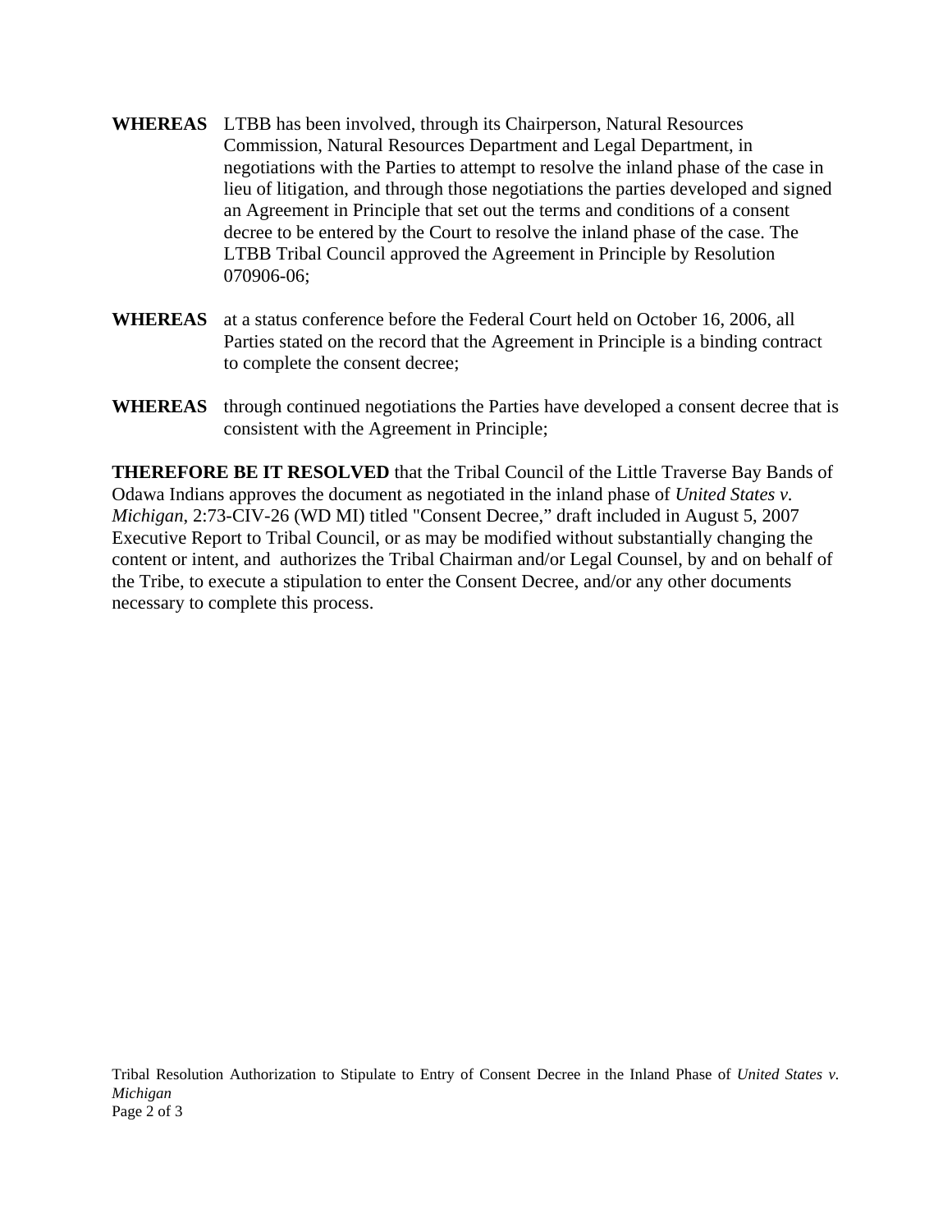**WHEREAS** LTBB has been involved, through its Chairperson, Natural Resources Commission, Natural Resources Department and Legal Department, in negotiations with the Parties to attempt to resolve the inland phase of the case in lieu of litigation, and through those negotiations the parties developed and signed an Agreement in Principle that set out the terms and conditions of a consent decree to be entered by the Court to resolve the inland phase of the case. The LTBB Tribal Council approved the Agreement in Principle by Resolution 070906-06;

**WHEREAS** at a status conference before the Federal Court held on October 16, 2006, all Parties stated on the record that the Agreement in Principle is a binding contract to complete the consent decree;

**WHEREAS** through continued negotiations the Parties have developed a consent decree that is consistent with the Agreement in Principle;

**THEREFORE BE IT RESOLVED** that the Tribal Council of the Little Traverse Bay Bands of Odawa Indians approves the document as negotiated in the inland phase of *United States v. Michigan*, 2:73-CIV-26 (WD MI) titled "Consent Decree," draft included in August 5, 2007 Executive Report to Tribal Council, or as may be modified without substantially changing the content or intent, and authorizes the Tribal Chairman and/or Legal Counsel, by and on behalf of the Tribe, to execute a stipulation to enter the Consent Decree, and/or any other documents necessary to complete this process.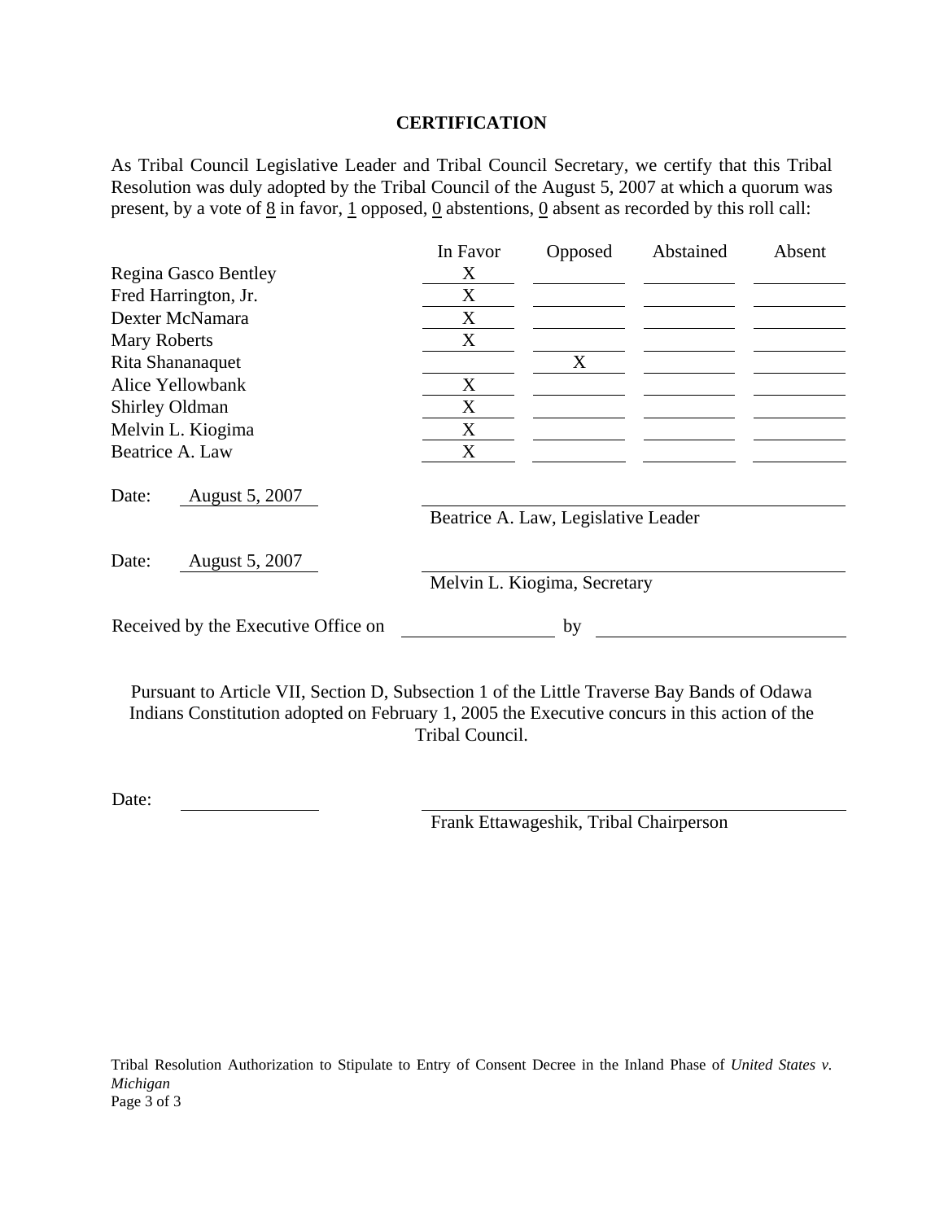## CERTIFICATION

As Tribal Council Legislative Leader and Tribal Council Secretary, we certify that this Tribal Resolution was duly adopted by the Tribal Council of the August 5, 2007 at which a quorum was present, by a vote of 8 in favor, 1 opposed, 0 abstentions, 0 absent as recorded by this roll call:

| | In Favor | Opposed | Abstained | Absent |
|---|---|---|---|---|
| Regina Gasco Bentley | X | | | |
| Fred Harrington, Jr. | X | | | |
| Dexter McNamara | X | | | |
| Mary Roberts | X | | | |
| Rita Shananaquet | | X | | |
| Alice Yellowbank | X | | | |
| Shirley Oldman | X | | | |
| Melvin L. Kiogima | X | | | |
| Beatrice A. Law | X | | | |

Date: August 5, 2007

Beatrice A. Law, Legislative Leader

Date: August 5, 2007

Melvin L. Kiogima, Secretary

Received by the Executive Office on ________________ by ____________________________

Pursuant to Article VII, Section D, Subsection 1 of the Little Traverse Bay Bands of Odawa Indians Constitution adopted on February 1, 2005 the Executive concurs in this action of the Tribal Council.

Date: ________________

Frank Ettawageshik, Tribal Chairperson

Tribal Resolution Authorization to Stipulate to Entry of Consent Decree in the Inland Phase of *United States v. Michigan*